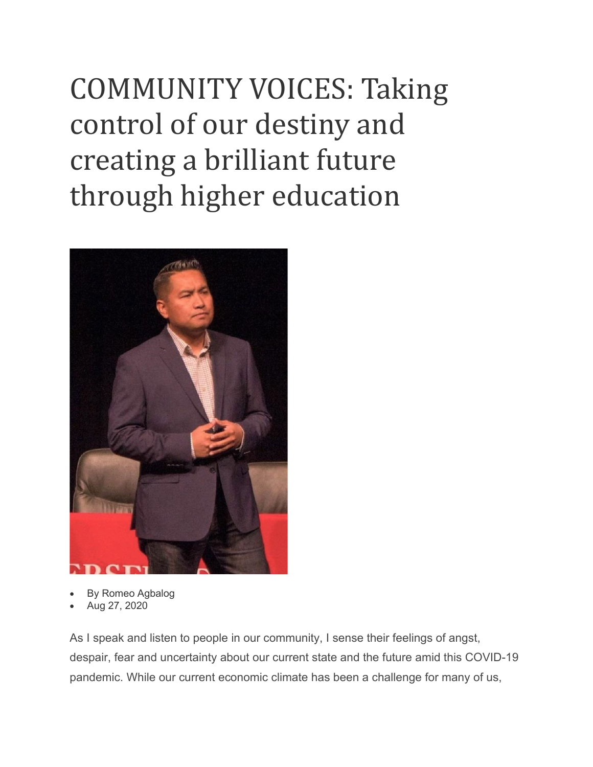# COMMUNITY VOICES: Taking control of our destiny and creating a brilliant future through higher education

- By Romeo Agbalog
- Aug 27, 2020

As I speak and listen to people in our community, I sense their feelings of angst, despair, fear and uncertainty about our current state and the future amid this COVID-19 pandemic. While our current economic climate has been a challenge for many of us,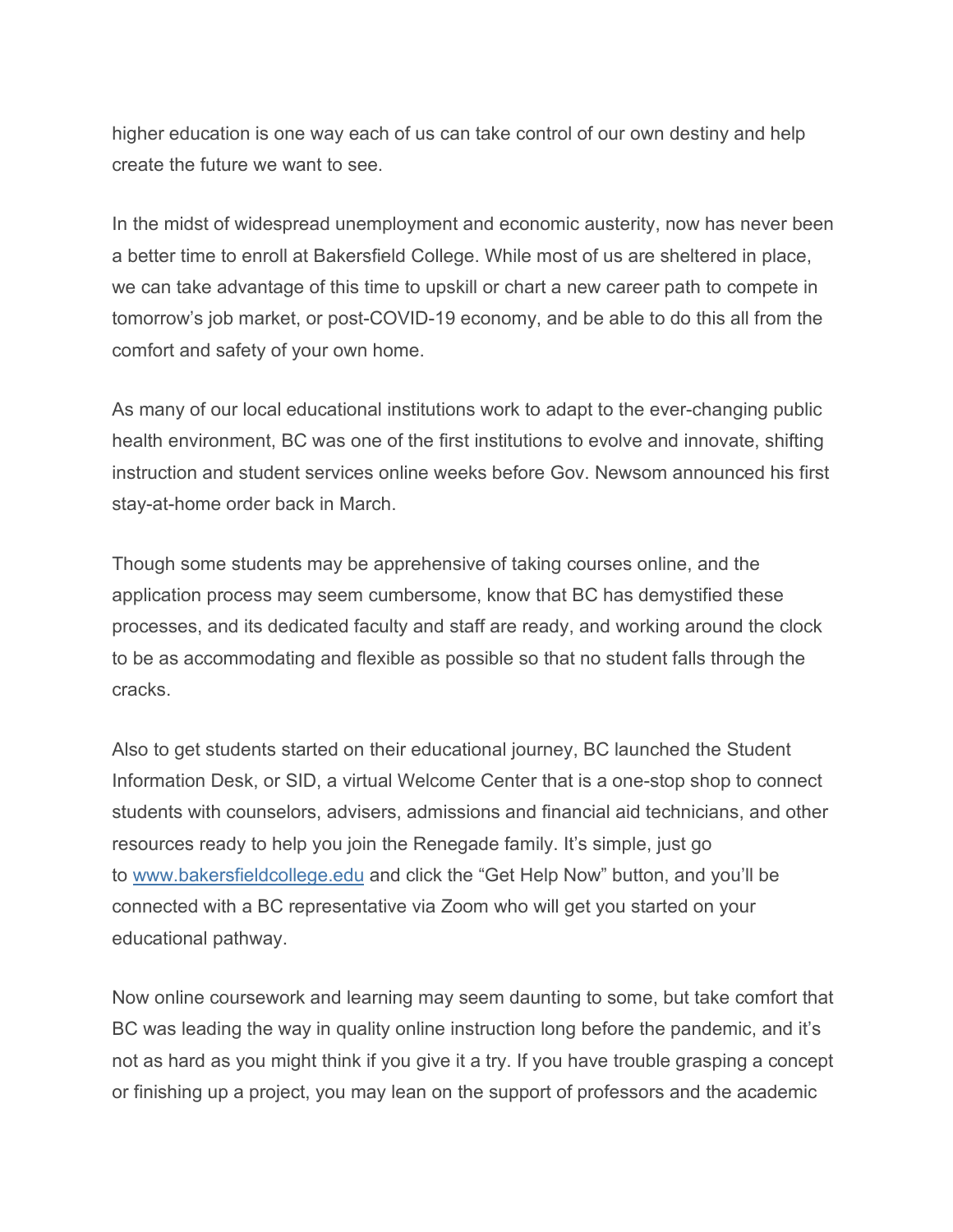higher education is one way each of us can take control of our own destiny and help create the future we want to see.

In the midst of widespread unemployment and economic austerity, now has never been a better time to enroll at Bakersfield College. While most of us are sheltered in place, we can take advantage of this time to upskill or chart a new career path to compete in tomorrow's job market, or post-COVID-19 economy, and be able to do this all from the comfort and safety of your own home.

As many of our local educational institutions work to adapt to the ever-changing public health environment, BC was one of the first institutions to evolve and innovate, shifting instruction and student services online weeks before Gov. Newsom announced his first stay-at-home order back in March.

Though some students may be apprehensive of taking courses online, and the application process may seem cumbersome, know that BC has demystified these processes, and its dedicated faculty and staff are ready, and working around the clock to be as accommodating and flexible as possible so that no student falls through the cracks.

Also to get students started on their educational journey, BC launched the Student Information Desk, or SID, a virtual Welcome Center that is a one-stop shop to connect students with counselors, advisers, admissions and financial aid technicians, and other resources ready to help you join the Renegade family. It's simple, just go to [www.bakersfieldcollege.edu](http://www.bakersfieldcollege.edu) and click the "Get Help Now" button, and you'll be connected with a BC representative via Zoom who will get you started on your educational pathway.

Now online coursework and learning may seem daunting to some, but take comfort that BC was leading the way in quality online instruction long before the pandemic, and it's not as hard as you might think if you give it a try. If you have trouble grasping a concept or finishing up a project, you may lean on the support of professors and the academic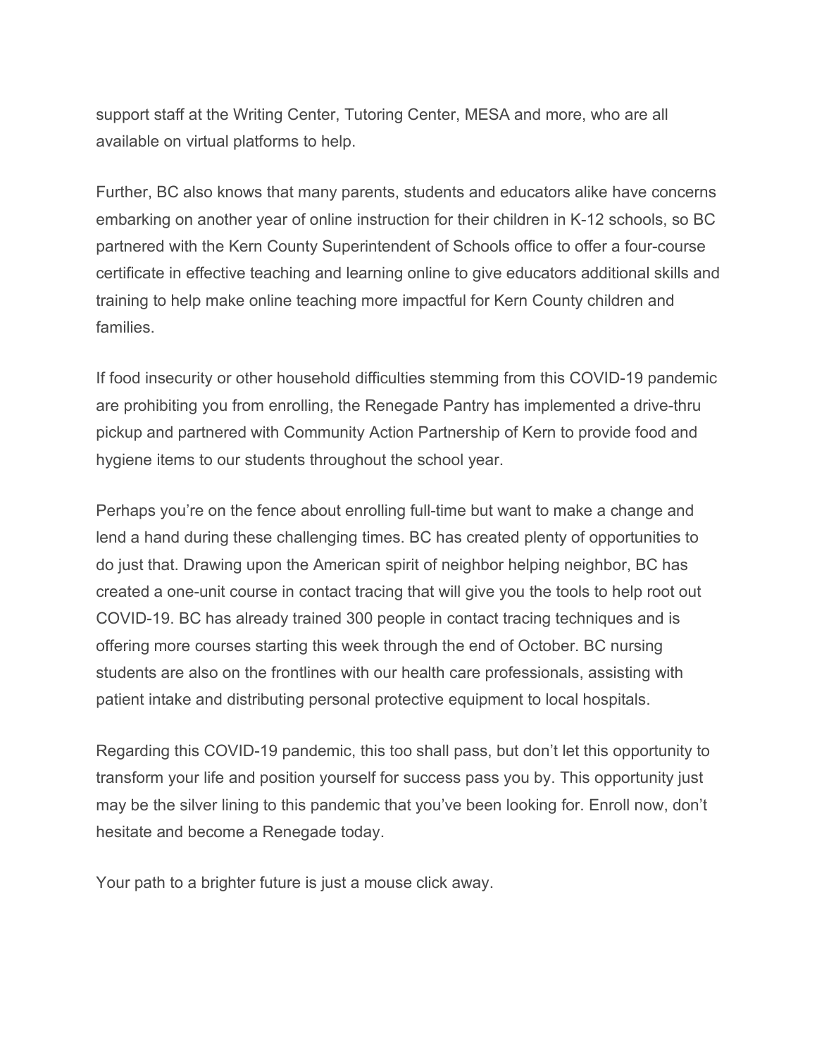support staff at the Writing Center, Tutoring Center, MESA and more, who are all available on virtual platforms to help.

Further, BC also knows that many parents, students and educators alike have concerns embarking on another year of online instruction for their children in K-12 schools, so BC partnered with the Kern County Superintendent of Schools office to offer a four-course certificate in effective teaching and learning online to give educators additional skills and training to help make online teaching more impactful for Kern County children and families.

If food insecurity or other household difficulties stemming from this COVID-19 pandemic are prohibiting you from enrolling, the Renegade Pantry has implemented a drive-thru pickup and partnered with Community Action Partnership of Kern to provide food and hygiene items to our students throughout the school year.

Perhaps you're on the fence about enrolling full-time but want to make a change and lend a hand during these challenging times. BC has created plenty of opportunities to do just that. Drawing upon the American spirit of neighbor helping neighbor, BC has created a one-unit course in contact tracing that will give you the tools to help root out COVID-19. BC has already trained 300 people in contact tracing techniques and is offering more courses starting this week through the end of October. BC nursing students are also on the frontlines with our health care professionals, assisting with patient intake and distributing personal protective equipment to local hospitals.

Regarding this COVID-19 pandemic, this too shall pass, but don't let this opportunity to transform your life and position yourself for success pass you by. This opportunity just may be the silver lining to this pandemic that you've been looking for. Enroll now, don't hesitate and become a Renegade today.

Your path to a brighter future is just a mouse click away.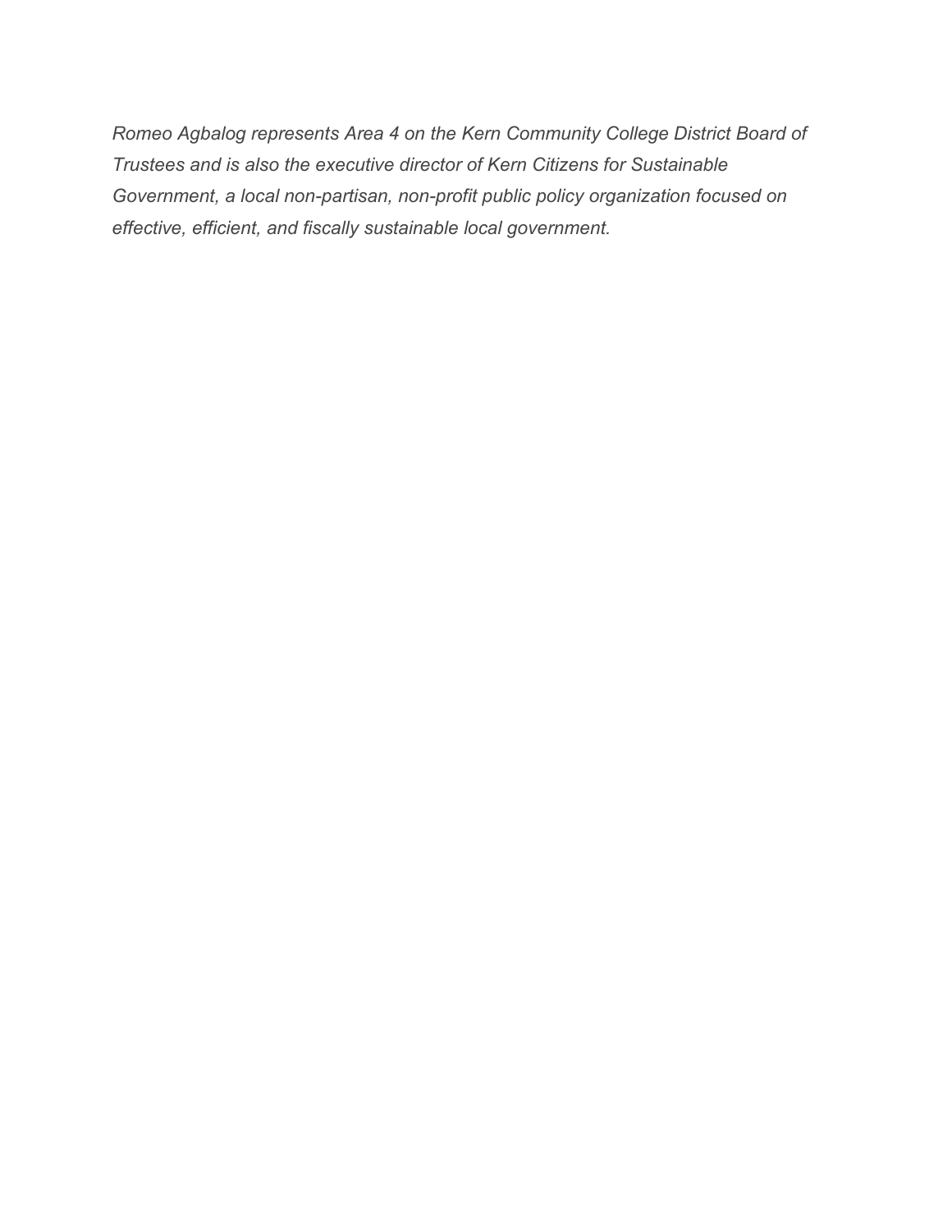*Romeo Agbalog represents Area 4 on the Kern Community College District Board of Trustees and is also the executive director of Kern Citizens for Sustainable Government, a local non-partisan, non-profit public policy organization focused on effective, efficient, and fiscally sustainable local government.*